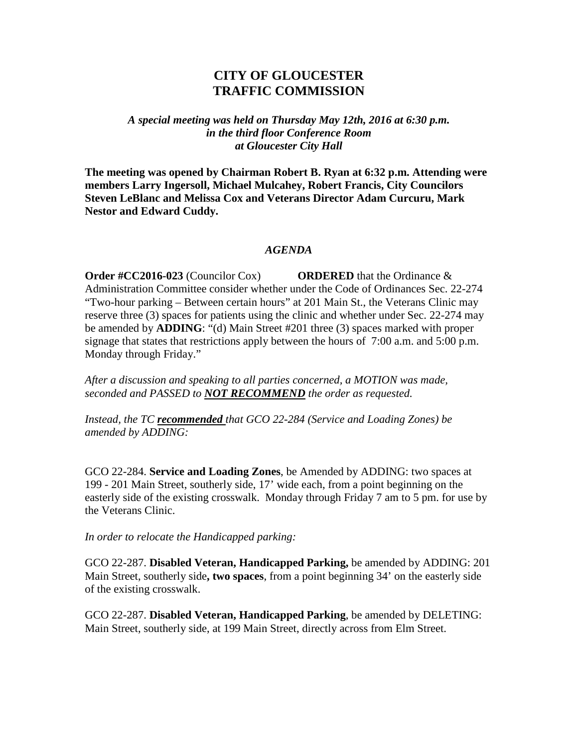# CITY OF GLOUCESTER
# TRAFFIC COMMISSION

***A special meeting was held on Thursday May 12th, 2016 at 6:30 p.m. in the third floor Conference Room at Gloucester City Hall***

**The meeting was opened by Chairman Robert B. Ryan at 6:32 p.m. Attending were members Larry Ingersoll, Michael Mulcahey, Robert Francis, City Councilors Steven LeBlanc and Melissa Cox and Veterans Director Adam Curcuru, Mark Nestor and Edward Cuddy.**

## *AGENDA*

**Order #CC2016-023** (Councilor Cox) **ORDERED** that the Ordinance & Administration Committee consider whether under the Code of Ordinances Sec. 22-274 "Two-hour parking – Between certain hours" at 201 Main St., the Veterans Clinic may reserve three (3) spaces for patients using the clinic and whether under Sec. 22-274 may be amended by **ADDING**: "(d) Main Street #201 three (3) spaces marked with proper signage that states that restrictions apply between the hours of 7:00 a.m. and 5:00 p.m. Monday through Friday."

*After a discussion and speaking to all parties concerned, a MOTION was made, seconded and PASSED to **NOT RECOMMEND** the order as requested.*

*Instead, the TC **recommended** that GCO 22-284 (Service and Loading Zones) be amended by ADDING:*

GCO 22-284. **Service and Loading Zones**, be Amended by ADDING: two spaces at 199 - 201 Main Street, southerly side, 17' wide each, from a point beginning on the easterly side of the existing crosswalk. Monday through Friday 7 am to 5 pm. for use by the Veterans Clinic.

*In order to relocate the Handicapped parking:*

GCO 22-287. **Disabled Veteran, Handicapped Parking,** be amended by ADDING: 201 Main Street, southerly side**, two spaces**, from a point beginning 34' on the easterly side of the existing crosswalk.

GCO 22-287. **Disabled Veteran, Handicapped Parking**, be amended by DELETING: Main Street, southerly side, at 199 Main Street, directly across from Elm Street.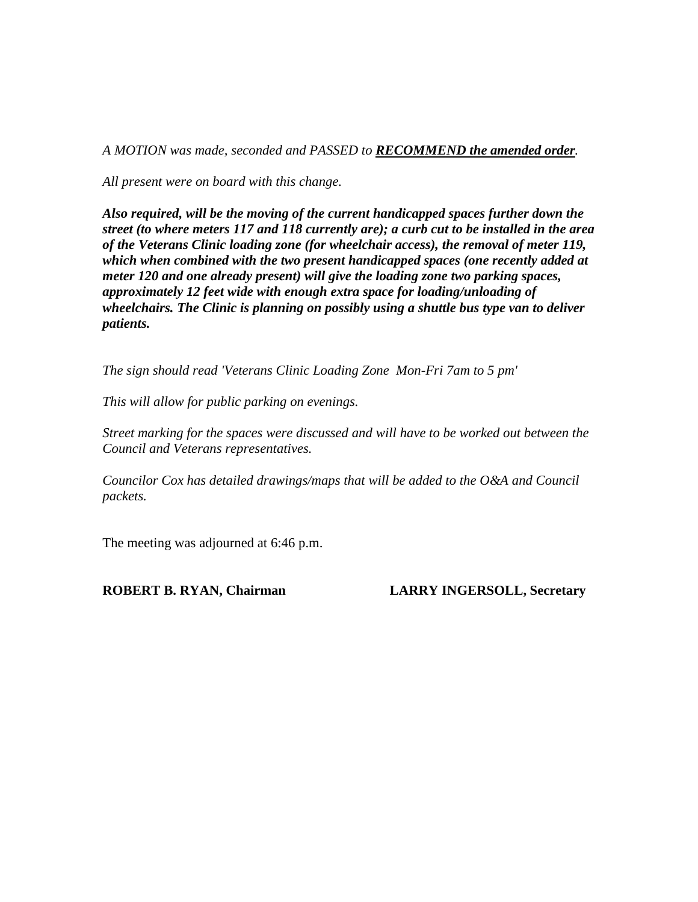*A MOTION was made, seconded and PASSED to **RECOMMEND the amended order**.*

*All present were on board with this change.*

***Also required, will be the moving of the current handicapped spaces further down the street (to where meters 117 and 118 currently are); a curb cut to be installed in the area of the Veterans Clinic loading zone (for wheelchair access), the removal of meter 119, which when combined with the two present handicapped spaces (one recently added at meter 120 and one already present) will give the loading zone two parking spaces, approximately 12 feet wide with enough extra space for loading/unloading of wheelchairs. The Clinic is planning on possibly using a shuttle bus type van to deliver patients.***

*The sign should read 'Veterans Clinic Loading Zone Mon-Fri 7am to 5 pm'*

*This will allow for public parking on evenings.*

*Street marking for the spaces were discussed and will have to be worked out between the Council and Veterans representatives.*

*Councilor Cox has detailed drawings/maps that will be added to the O&A and Council packets.*

The meeting was adjourned at 6:46 p.m.

**ROBERT B. RYAN, Chairman** **LARRY INGERSOLL, Secretary**